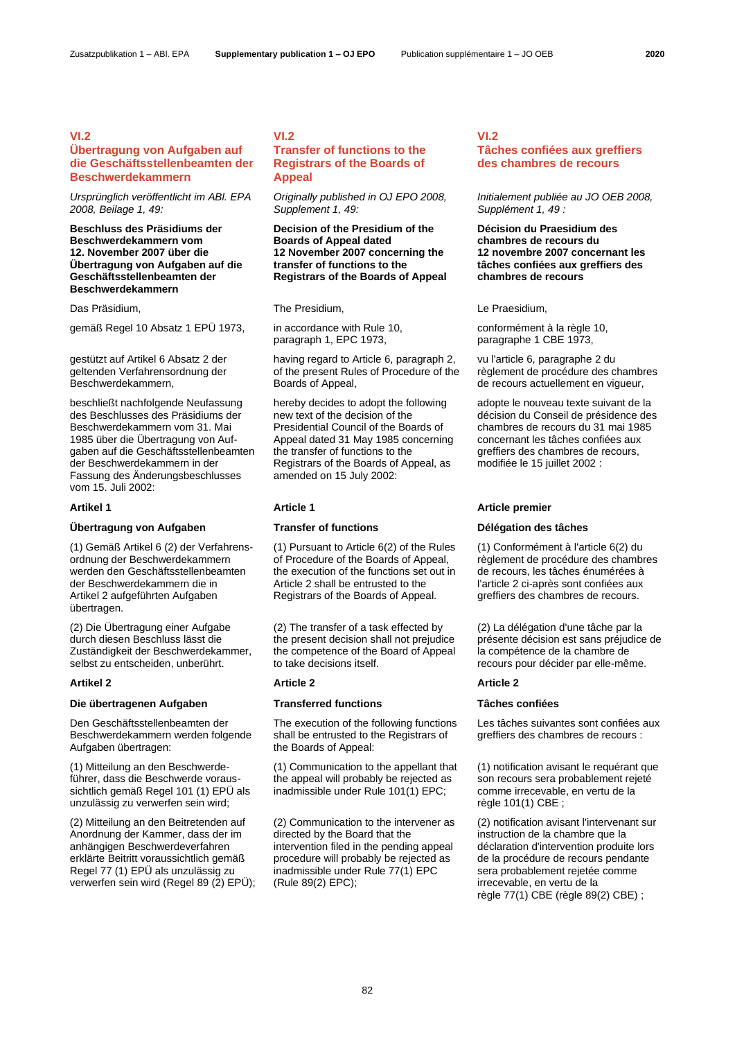## VI.2
## Übertragung von Aufgaben auf die Geschäftsstellenbeamten der Beschwerdekammern

*Ursprünglich veröffentlicht im ABl. EPA 2008, Beilage 1, 49:*

**Beschluss des Präsidiums der Beschwerdekammern vom 12. November 2007 über die Übertragung von Aufgaben auf die Geschäftsstellenbeamten der Beschwerdekammern**

Das Präsidium,

gemäß Regel 10 Absatz 1 EPÜ 1973,

gestützt auf Artikel 6 Absatz 2 der geltenden Verfahrensordnung der Beschwerdekammern,

beschließt nachfolgende Neufassung des Beschlusses des Präsidiums der Beschwerdekammern vom 31. Mai 1985 über die Übertragung von Aufgaben auf die Geschäftsstellenbeamten der Beschwerdekammern in der Fassung des Änderungsbeschlusses vom 15. Juli 2002:

**Artikel 1**

**Übertragung von Aufgaben**

(1) Gemäß Artikel 6 (2) der Verfahrensordnung der Beschwerdekammern werden den Geschäftsstellenbeamten der Beschwerdekammern die in Artikel 2 aufgeführten Aufgaben übertragen.

(2) Die Übertragung einer Aufgabe durch diesen Beschluss lässt die Zuständigkeit der Beschwerdekammer, selbst zu entscheiden, unberührt.

**Artikel 2**

**Die übertragenen Aufgaben**

Den Geschäftsstellenbeamten der Beschwerdekammern werden folgende Aufgaben übertragen:

(1) Mitteilung an den Beschwerdeführer, dass die Beschwerde voraussichtlich gemäß Regel 101 (1) EPÜ als unzulässig zu verwerfen sein wird;

(2) Mitteilung an den Beitretenden auf Anordnung der Kammer, dass der im anhängigen Beschwerdeverfahren erklärte Beitritt voraussichtlich gemäß Regel 77 (1) EPÜ als unzulässig zu verwerfen sein wird (Regel 89 (2) EPÜ);

## VI.2
## Transfer of functions to the Registrars of the Boards of Appeal

*Originally published in OJ EPO 2008, Supplement 1, 49:*

**Decision of the Presidium of the Boards of Appeal dated 12 November 2007 concerning the transfer of functions to the Registrars of the Boards of Appeal**

The Presidium,

in accordance with Rule 10, paragraph 1, EPC 1973,

having regard to Article 6, paragraph 2, of the present Rules of Procedure of the Boards of Appeal,

hereby decides to adopt the following new text of the decision of the Presidential Council of the Boards of Appeal dated 31 May 1985 concerning the transfer of functions to the Registrars of the Boards of Appeal, as amended on 15 July 2002:

**Article 1**

**Transfer of functions**

(1) Pursuant to Article 6(2) of the Rules of Procedure of the Boards of Appeal, the execution of the functions set out in Article 2 shall be entrusted to the Registrars of the Boards of Appeal.

(2) The transfer of a task effected by the present decision shall not prejudice the competence of the Board of Appeal to take decisions itself.

**Article 2**

**Transferred functions**

The execution of the following functions shall be entrusted to the Registrars of the Boards of Appeal:

(1) Communication to the appellant that the appeal will probably be rejected as inadmissible under Rule 101(1) EPC;

(2) Communication to the intervener as directed by the Board that the intervention filed in the pending appeal procedure will probably be rejected as inadmissible under Rule 77(1) EPC (Rule 89(2) EPC);

## VI.2
## Tâches confiées aux greffiers des chambres de recours

*Initialement publiée au JO OEB 2008, Supplément 1, 49 :*

**Décision du Praesidium des chambres de recours du 12 novembre 2007 concernant les tâches confiées aux greffiers des chambres de recours**

Le Praesidium,

conformément à la règle 10, paragraphe 1 CBE 1973,

vu l'article 6, paragraphe 2 du règlement de procédure des chambres de recours actuellement en vigueur,

adopte le nouveau texte suivant de la décision du Conseil de présidence des chambres de recours du 31 mai 1985 concernant les tâches confiées aux greffiers des chambres de recours, modifiée le 15 juillet 2002 :

**Article premier**

**Délégation des tâches**

(1) Conformément à l'article 6(2) du règlement de procédure des chambres de recours, les tâches énumérées à l'article 2 ci-après sont confiées aux greffiers des chambres de recours.

(2) La délégation d'une tâche par la présente décision est sans préjudice de la compétence de la chambre de recours pour décider par elle-même.

**Article 2**

**Tâches confiées**

Les tâches suivantes sont confiées aux greffiers des chambres de recours :

(1) notification avisant le requérant que son recours sera probablement rejeté comme irrecevable, en vertu de la règle 101(1) CBE ;

(2) notification avisant l'intervenant sur instruction de la chambre que la déclaration d'intervention produite lors de la procédure de recours pendante sera probablement rejetée comme irrecevable, en vertu de la règle 77(1) CBE (règle 89(2) CBE) ;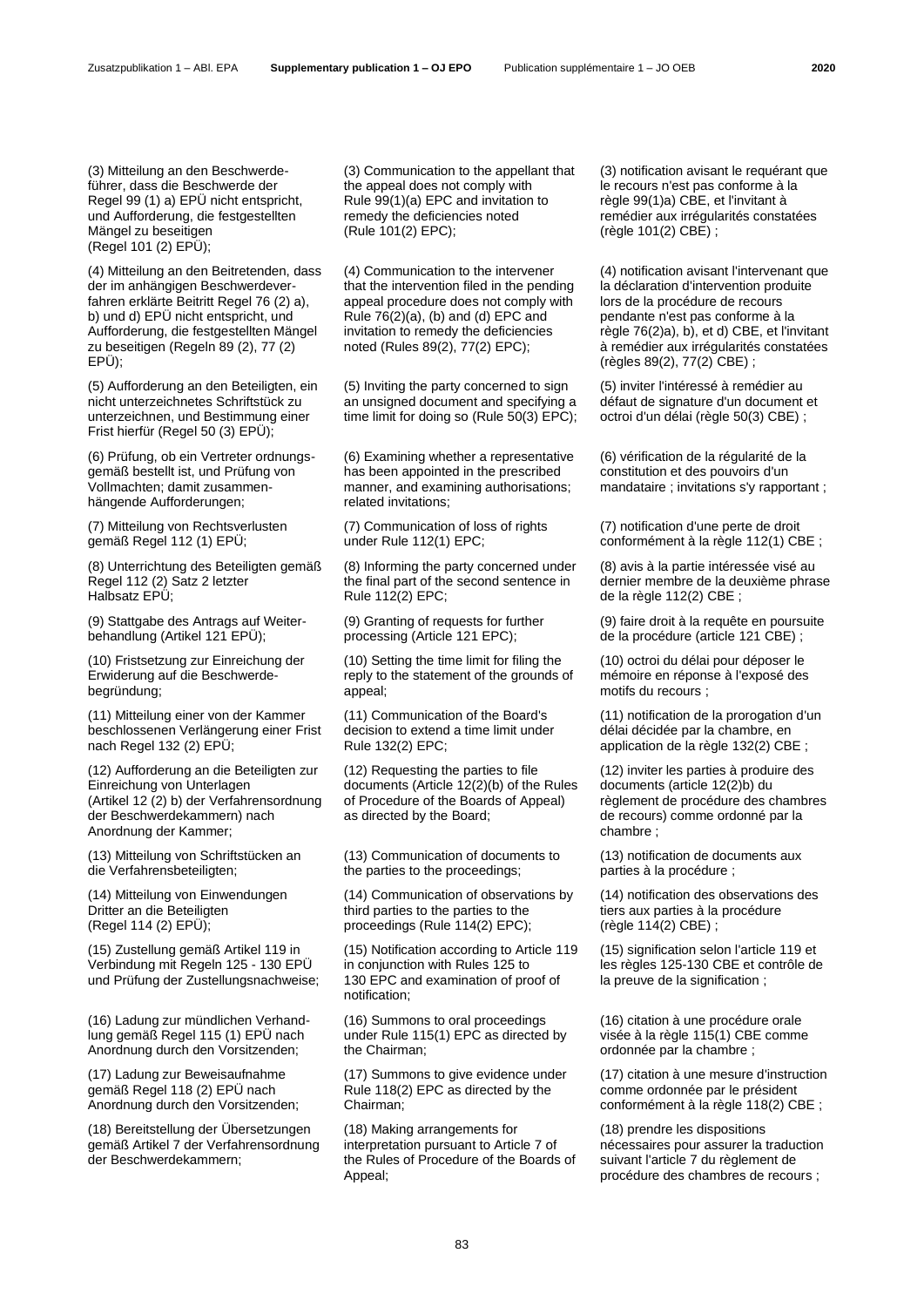(3) Mitteilung an den Beschwerdeführer, dass die Beschwerde der Regel 99 (1) a) EPÜ nicht entspricht, und Aufforderung, die festgestellten Mängel zu beseitigen (Regel 101 (2) EPÜ);

(4) Mitteilung an den Beitretenden, dass der im anhängigen Beschwerdeverfahren erklärte Beitritt Regel 76 (2) a), b) und d) EPÜ nicht entspricht, und Aufforderung, die festgestellten Mängel zu beseitigen (Regeln 89 (2), 77 (2) EPÜ);

(5) Aufforderung an den Beteiligten, ein nicht unterzeichnetes Schriftstück zu unterzeichnen, und Bestimmung einer Frist hierfür (Regel 50 (3) EPÜ);

(6) Prüfung, ob ein Vertreter ordnungsgemäß bestellt ist, und Prüfung von Vollmachten; damit zusammenhängende Aufforderungen;

(7) Mitteilung von Rechtsverlusten gemäß Regel 112 (1) EPÜ;

(8) Unterrichtung des Beteiligten gemäß Regel 112 (2) Satz 2 letzter Halbsatz EPÜ;

(9) Stattgabe des Antrags auf Weiterbehandlung (Artikel 121 EPÜ);

(10) Fristsetzung zur Einreichung der Erwiderung auf die Beschwerdebegründung;

(11) Mitteilung einer von der Kammer beschlossenen Verlängerung einer Frist nach Regel 132 (2) EPÜ;

(12) Aufforderung an die Beteiligten zur Einreichung von Unterlagen (Artikel 12 (2) b) der Verfahrensordnung der Beschwerdekammern) nach Anordnung der Kammer;

(13) Mitteilung von Schriftstücken an die Verfahrensbeteiligten;

(14) Mitteilung von Einwendungen Dritter an die Beteiligten (Regel 114 (2) EPÜ);

(15) Zustellung gemäß Artikel 119 in Verbindung mit Regeln 125 - 130 EPÜ und Prüfung der Zustellungsnachweise;

(16) Ladung zur mündlichen Verhandlung gemäß Regel 115 (1) EPÜ nach Anordnung durch den Vorsitzenden;

(17) Ladung zur Beweisaufnahme gemäß Regel 118 (2) EPÜ nach Anordnung durch den Vorsitzenden;

(18) Bereitstellung der Übersetzungen gemäß Artikel 7 der Verfahrensordnung der Beschwerdekammern;

(3) Communication to the appellant that the appeal does not comply with Rule 99(1)(a) EPC and invitation to remedy the deficiencies noted (Rule 101(2) EPC);

(4) Communication to the intervener that the intervention filed in the pending appeal procedure does not comply with Rule 76(2)(a), (b) and (d) EPC and invitation to remedy the deficiencies noted (Rules 89(2), 77(2) EPC);

(5) Inviting the party concerned to sign an unsigned document and specifying a time limit for doing so (Rule 50(3) EPC);

(6) Examining whether a representative has been appointed in the prescribed manner, and examining authorisations; related invitations;

(7) Communication of loss of rights under Rule 112(1) EPC;

(8) Informing the party concerned under the final part of the second sentence in Rule 112(2) EPC;

(9) Granting of requests for further processing (Article 121 EPC);

(10) Setting the time limit for filing the reply to the statement of the grounds of appeal;

(11) Communication of the Board's decision to extend a time limit under Rule 132(2) EPC;

(12) Requesting the parties to file documents (Article 12(2)(b) of the Rules of Procedure of the Boards of Appeal) as directed by the Board;

(13) Communication of documents to the parties to the proceedings;

(14) Communication of observations by third parties to the parties to the proceedings (Rule 114(2) EPC);

(15) Notification according to Article 119 in conjunction with Rules 125 to 130 EPC and examination of proof of notification;

(16) Summons to oral proceedings under Rule 115(1) EPC as directed by the Chairman;

(17) Summons to give evidence under Rule 118(2) EPC as directed by the Chairman;

(18) Making arrangements for interpretation pursuant to Article 7 of the Rules of Procedure of the Boards of Appeal;

(3) notification avisant le requérant que le recours n'est pas conforme à la règle 99(1)a) CBE, et l'invitant à remédier aux irrégularités constatées (règle 101(2) CBE) ;

(4) notification avisant l'intervenant que la déclaration d'intervention produite lors de la procédure de recours pendante n'est pas conforme à la règle 76(2)a), b), et d) CBE, et l'invitant à remédier aux irrégularités constatées (règles 89(2), 77(2) CBE) ;

(5) inviter l'intéressé à remédier au défaut de signature d'un document et octroi d'un délai (règle 50(3) CBE) ;

(6) vérification de la régularité de la constitution et des pouvoirs d'un mandataire ; invitations s'y rapportant ;

(7) notification d'une perte de droit conformément à la règle 112(1) CBE ;

(8) avis à la partie intéressée visé au dernier membre de la deuxième phrase de la règle 112(2) CBE ;

(9) faire droit à la requête en poursuite de la procédure (article 121 CBE) ;

(10) octroi du délai pour déposer le mémoire en réponse à l'exposé des motifs du recours ;

(11) notification de la prorogation d'un délai décidée par la chambre, en application de la règle 132(2) CBE ;

(12) inviter les parties à produire des documents (article 12(2)b) du règlement de procédure des chambres de recours) comme ordonné par la chambre ;

(13) notification de documents aux parties à la procédure ;

(14) notification des observations des tiers aux parties à la procédure (règle 114(2) CBE) ;

(15) signification selon l'article 119 et les règles 125-130 CBE et contrôle de la preuve de la signification ;

(16) citation à une procédure orale visée à la règle 115(1) CBE comme ordonnée par la chambre ;

(17) citation à une mesure d'instruction comme ordonnée par le président conformément à la règle 118(2) CBE ;

(18) prendre les dispositions nécessaires pour assurer la traduction suivant l'article 7 du règlement de procédure des chambres de recours ;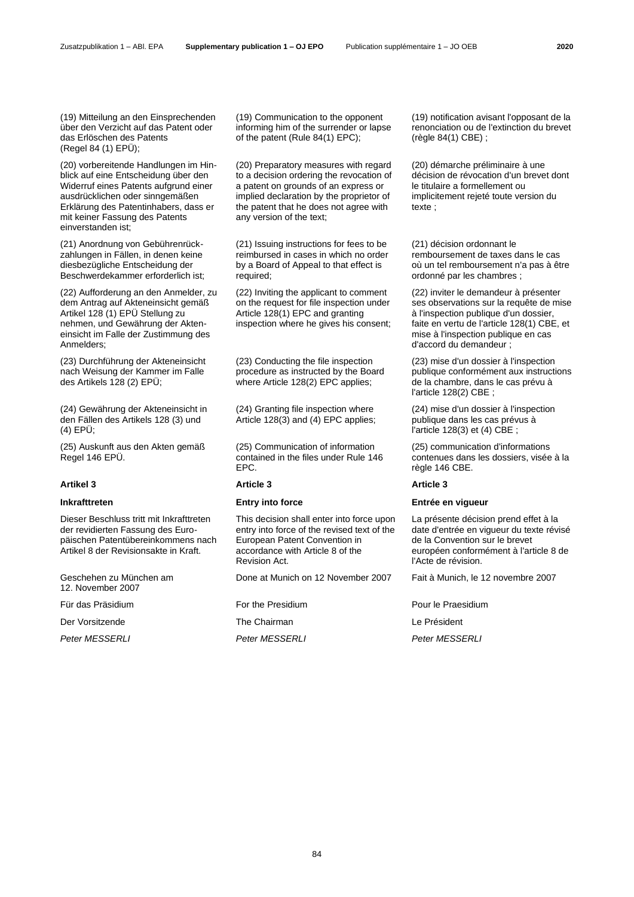(19) Mitteilung an den Einsprechenden über den Verzicht auf das Patent oder das Erlöschen des Patents (Regel 84 (1) EPÜ);

(20) vorbereitende Handlungen im Hinblick auf eine Entscheidung über den Widerruf eines Patents aufgrund einer ausdrücklichen oder sinngemäßen Erklärung des Patentinhabers, dass er mit keiner Fassung des Patents einverstanden ist;

(21) Anordnung von Gebührenrückzahlungen in Fällen, in denen keine diesbezügliche Entscheidung der Beschwerdekammer erforderlich ist;

(22) Aufforderung an den Anmelder, zu dem Antrag auf Akteneinsicht gemäß Artikel 128 (1) EPÜ Stellung zu nehmen, und Gewährung der Akteneinsicht im Falle der Zustimmung des Anmelders;

(23) Durchführung der Akteneinsicht nach Weisung der Kammer im Falle des Artikels 128 (2) EPÜ;

(24) Gewährung der Akteneinsicht in den Fällen des Artikels 128 (3) und (4) EPÜ;

(25) Auskunft aus den Akten gemäß Regel 146 EPÜ.

**Artikel 3**

**Inkrafttreten**

Dieser Beschluss tritt mit Inkrafttreten der revidierten Fassung des Europäischen Patentübereinkommens nach Artikel 8 der Revisionsakte in Kraft.

Geschehen zu München am 12. November 2007

Für das Präsidium

Der Vorsitzende

*Peter MESSERLI*

(19) Communication to the opponent informing him of the surrender or lapse of the patent (Rule 84(1) EPC);

(20) Preparatory measures with regard to a decision ordering the revocation of a patent on grounds of an express or implied declaration by the proprietor of the patent that he does not agree with any version of the text;

(21) Issuing instructions for fees to be reimbursed in cases in which no order by a Board of Appeal to that effect is required;

(22) Inviting the applicant to comment on the request for file inspection under Article 128(1) EPC and granting inspection where he gives his consent;

(23) Conducting the file inspection procedure as instructed by the Board where Article 128(2) EPC applies;

(24) Granting file inspection where Article 128(3) and (4) EPC applies;

(25) Communication of information contained in the files under Rule 146 EPC.

**Article 3**

**Entry into force**

This decision shall enter into force upon entry into force of the revised text of the European Patent Convention in accordance with Article 8 of the Revision Act.

Done at Munich on 12 November 2007

For the Presidium

The Chairman

*Peter MESSERLI*

(19) notification avisant l'opposant de la renonciation ou de l'extinction du brevet (règle 84(1) CBE) ;

(20) démarche préliminaire à une décision de révocation d'un brevet dont le titulaire a formellement ou implicitement rejeté toute version du texte ;

(21) décision ordonnant le remboursement de taxes dans le cas où un tel remboursement n'a pas à être ordonné par les chambres ;

(22) inviter le demandeur à présenter ses observations sur la requête de mise à l'inspection publique d'un dossier, faite en vertu de l'article 128(1) CBE, et mise à l'inspection publique en cas d'accord du demandeur ;

(23) mise d'un dossier à l'inspection publique conformément aux instructions de la chambre, dans le cas prévu à l'article 128(2) CBE ;

(24) mise d'un dossier à l'inspection publique dans les cas prévus à l'article 128(3) et (4) CBE ;

(25) communication d'informations contenues dans les dossiers, visée à la règle 146 CBE.

**Article 3**

**Entrée en vigueur**

La présente décision prend effet à la date d'entrée en vigueur du texte révisé de la Convention sur le brevet européen conformément à l'article 8 de l'Acte de révision.

Fait à Munich, le 12 novembre 2007

Pour le Praesidium

Le Président

*Peter MESSERLI*